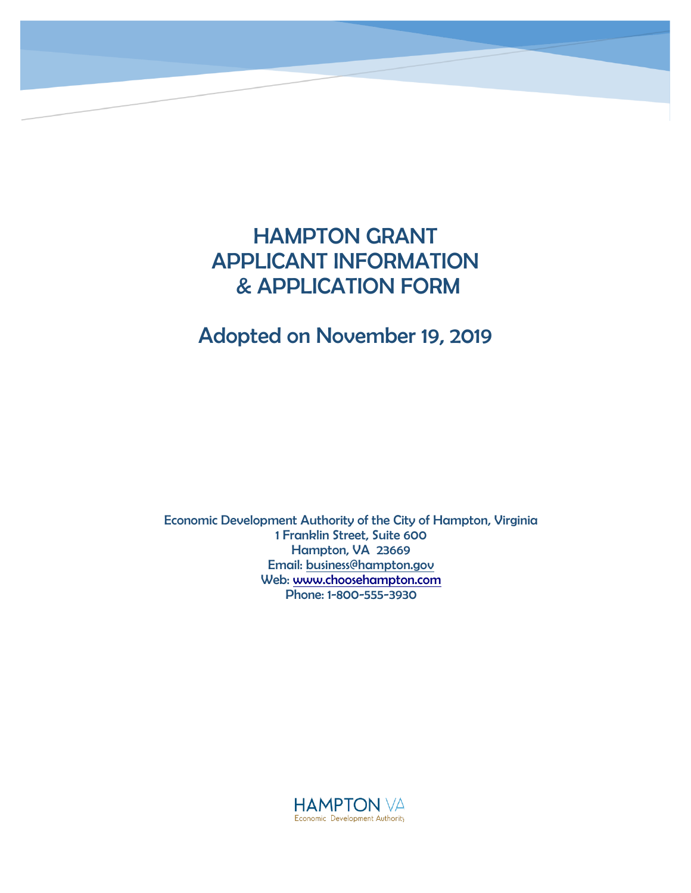# HAMPTON GRANT APPLICANT INFORMATION & APPLICATION FORM

## Adopted on November 19, 2019

Economic Development Authority of the City of Hampton, Virginia
1 Franklin Street, Suite 600
Hampton, VA 23669
Email: business@hampton.gov
Web: www.choosehampton.com
Phone: 1-800-555-3930

HAMPTON VA
Economic Development Authority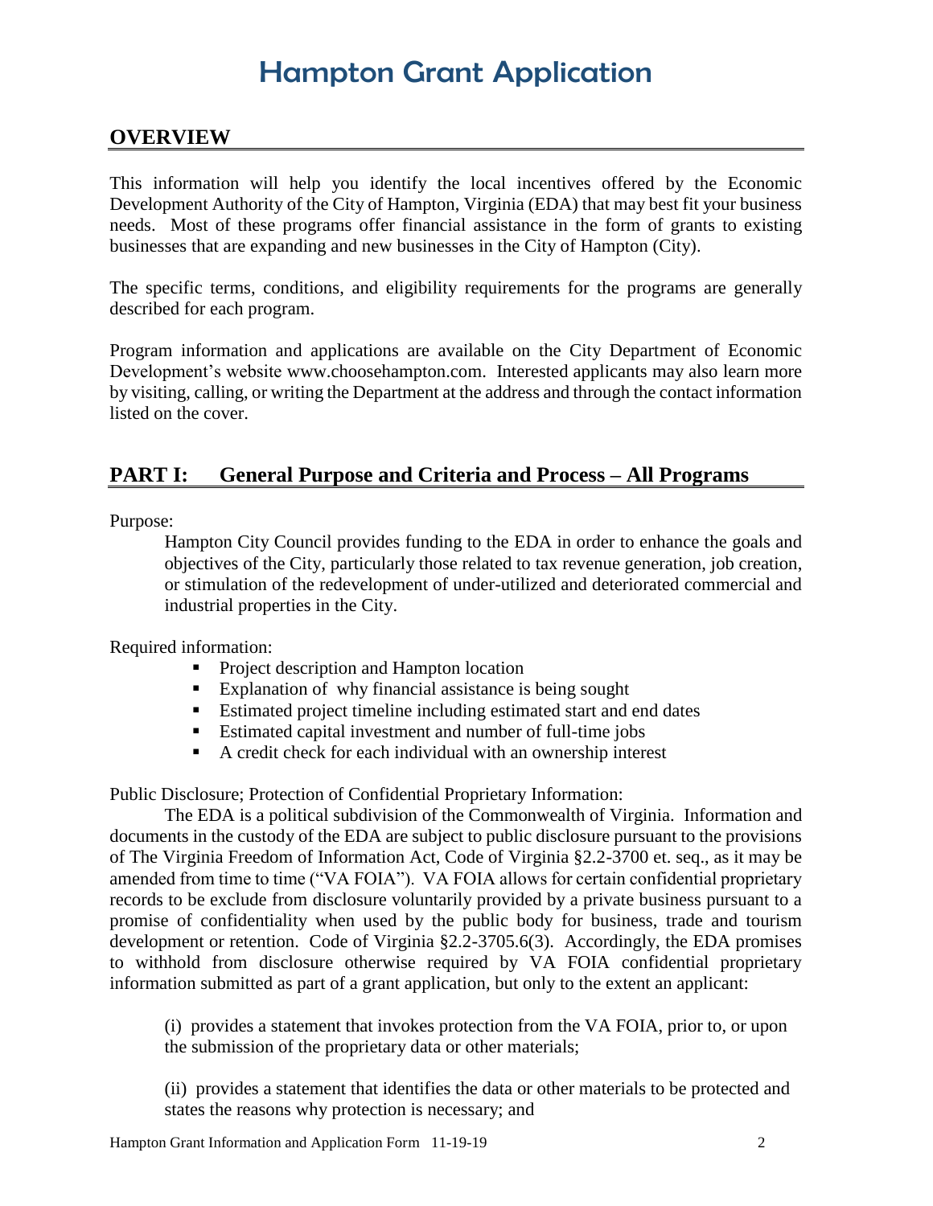# Hampton Grant Application

## OVERVIEW

This information will help you identify the local incentives offered by the Economic Development Authority of the City of Hampton, Virginia (EDA) that may best fit your business needs. Most of these programs offer financial assistance in the form of grants to existing businesses that are expanding and new businesses in the City of Hampton (City).

The specific terms, conditions, and eligibility requirements for the programs are generally described for each program.

Program information and applications are available on the City Department of Economic Development's website www.choosehampton.com. Interested applicants may also learn more by visiting, calling, or writing the Department at the address and through the contact information listed on the cover.

## PART I: General Purpose and Criteria and Process – All Programs

Purpose:

Hampton City Council provides funding to the EDA in order to enhance the goals and objectives of the City, particularly those related to tax revenue generation, job creation, or stimulation of the redevelopment of under-utilized and deteriorated commercial and industrial properties in the City.

Required information:

- Project description and Hampton location
- Explanation of why financial assistance is being sought
- Estimated project timeline including estimated start and end dates
- Estimated capital investment and number of full-time jobs
- A credit check for each individual with an ownership interest

Public Disclosure; Protection of Confidential Proprietary Information:

The EDA is a political subdivision of the Commonwealth of Virginia. Information and documents in the custody of the EDA are subject to public disclosure pursuant to the provisions of The Virginia Freedom of Information Act, Code of Virginia §2.2-3700 et. seq., as it may be amended from time to time ("VA FOIA"). VA FOIA allows for certain confidential proprietary records to be exclude from disclosure voluntarily provided by a private business pursuant to a promise of confidentiality when used by the public body for business, trade and tourism development or retention. Code of Virginia §2.2-3705.6(3). Accordingly, the EDA promises to withhold from disclosure otherwise required by VA FOIA confidential proprietary information submitted as part of a grant application, but only to the extent an applicant:

(i) provides a statement that invokes protection from the VA FOIA, prior to, or upon the submission of the proprietary data or other materials;

(ii) provides a statement that identifies the data or other materials to be protected and states the reasons why protection is necessary; and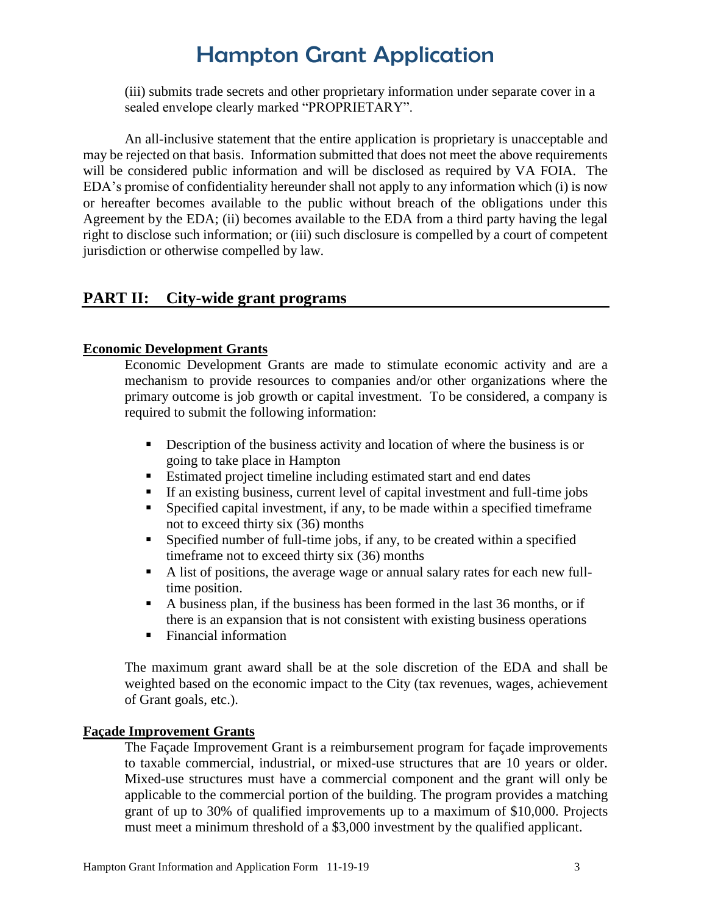(iii) submits trade secrets and other proprietary information under separate cover in a sealed envelope clearly marked "PROPRIETARY".

An all-inclusive statement that the entire application is proprietary is unacceptable and may be rejected on that basis. Information submitted that does not meet the above requirements will be considered public information and will be disclosed as required by VA FOIA. The EDA's promise of confidentiality hereunder shall not apply to any information which (i) is now or hereafter becomes available to the public without breach of the obligations under this Agreement by the EDA; (ii) becomes available to the EDA from a third party having the legal right to disclose such information; or (iii) such disclosure is compelled by a court of competent jurisdiction or otherwise compelled by law.

## PART II: City-wide grant programs

### Economic Development Grants

Economic Development Grants are made to stimulate economic activity and are a mechanism to provide resources to companies and/or other organizations where the primary outcome is job growth or capital investment. To be considered, a company is required to submit the following information:

- Description of the business activity and location of where the business is or going to take place in Hampton
- Estimated project timeline including estimated start and end dates
- If an existing business, current level of capital investment and full-time jobs
- Specified capital investment, if any, to be made within a specified timeframe not to exceed thirty six (36) months
- Specified number of full-time jobs, if any, to be created within a specified timeframe not to exceed thirty six (36) months
- A list of positions, the average wage or annual salary rates for each new full-time position.
- A business plan, if the business has been formed in the last 36 months, or if there is an expansion that is not consistent with existing business operations
- Financial information

The maximum grant award shall be at the sole discretion of the EDA and shall be weighted based on the economic impact to the City (tax revenues, wages, achievement of Grant goals, etc.).

### Façade Improvement Grants

The Façade Improvement Grant is a reimbursement program for façade improvements to taxable commercial, industrial, or mixed-use structures that are 10 years or older. Mixed-use structures must have a commercial component and the grant will only be applicable to the commercial portion of the building. The program provides a matching grant of up to 30% of qualified improvements up to a maximum of $10,000. Projects must meet a minimum threshold of a $3,000 investment by the qualified applicant.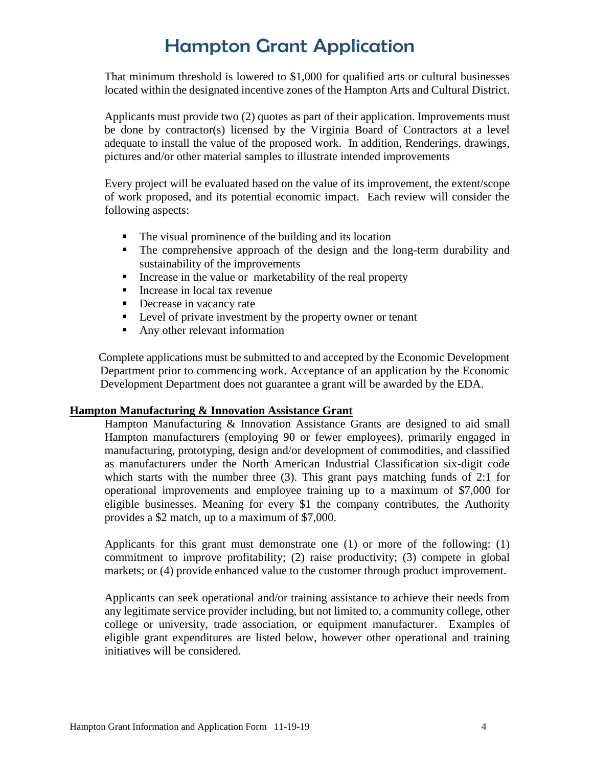# Hampton Grant Application

That minimum threshold is lowered to $1,000 for qualified arts or cultural businesses located within the designated incentive zones of the Hampton Arts and Cultural District.

Applicants must provide two (2) quotes as part of their application. Improvements must be done by contractor(s) licensed by the Virginia Board of Contractors at a level adequate to install the value of the proposed work. In addition, Renderings, drawings, pictures and/or other material samples to illustrate intended improvements

Every project will be evaluated based on the value of its improvement, the extent/scope of work proposed, and its potential economic impact. Each review will consider the following aspects:

- The visual prominence of the building and its location
- The comprehensive approach of the design and the long-term durability and sustainability of the improvements
- Increase in the value or marketability of the real property
- Increase in local tax revenue
- Decrease in vacancy rate
- Level of private investment by the property owner or tenant
- Any other relevant information

Complete applications must be submitted to and accepted by the Economic Development Department prior to commencing work. Acceptance of an application by the Economic Development Department does not guarantee a grant will be awarded by the EDA.

**Hampton Manufacturing & Innovation Assistance Grant**

Hampton Manufacturing & Innovation Assistance Grants are designed to aid small Hampton manufacturers (employing 90 or fewer employees), primarily engaged in manufacturing, prototyping, design and/or development of commodities, and classified as manufacturers under the North American Industrial Classification six-digit code which starts with the number three (3). This grant pays matching funds of 2:1 for operational improvements and employee training up to a maximum of $7,000 for eligible businesses. Meaning for every $1 the company contributes, the Authority provides a $2 match, up to a maximum of $7,000.

Applicants for this grant must demonstrate one (1) or more of the following: (1) commitment to improve profitability; (2) raise productivity; (3) compete in global markets; or (4) provide enhanced value to the customer through product improvement.

Applicants can seek operational and/or training assistance to achieve their needs from any legitimate service provider including, but not limited to, a community college, other college or university, trade association, or equipment manufacturer. Examples of eligible grant expenditures are listed below, however other operational and training initiatives will be considered.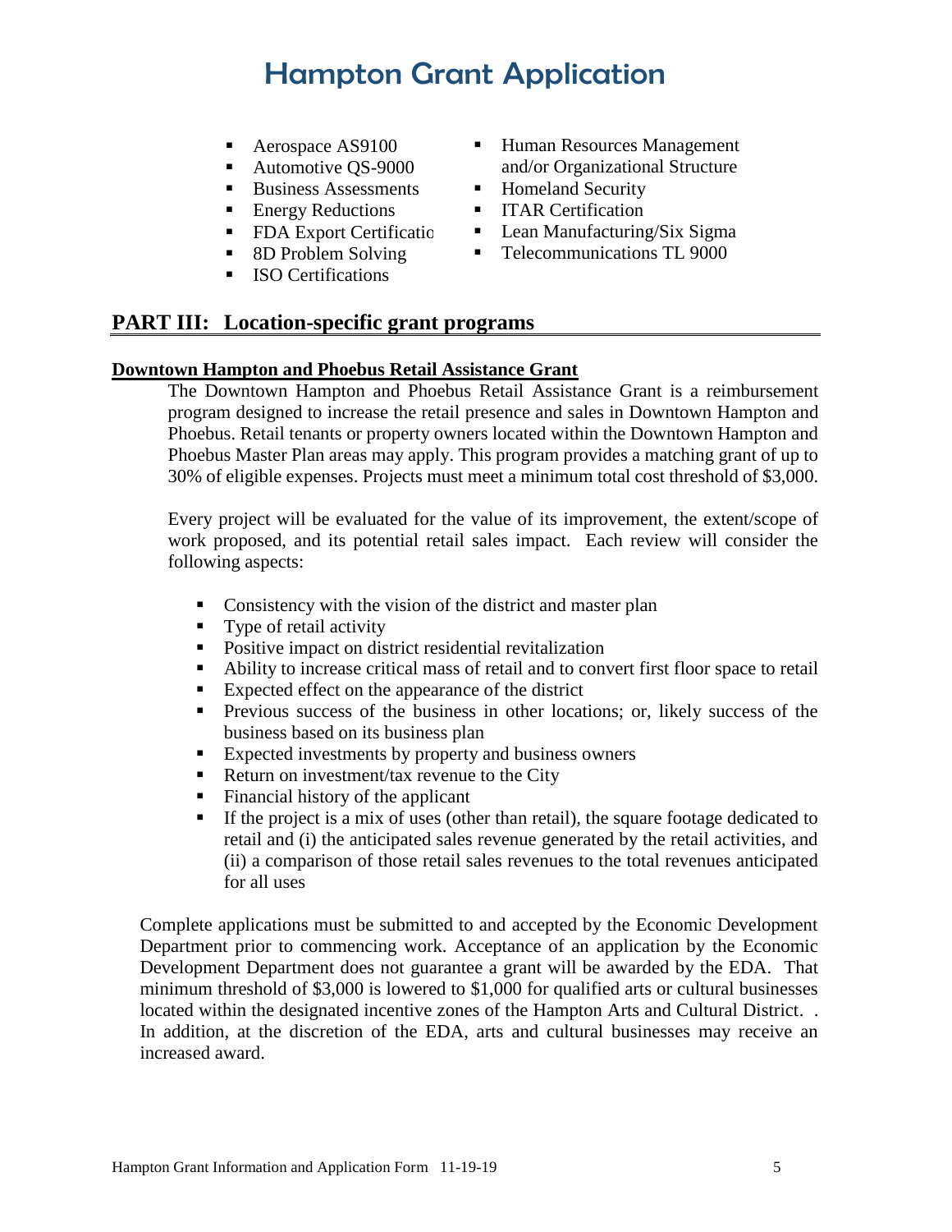- Aerospace AS9100
- Automotive QS-9000
- Business Assessments
- Energy Reductions
- FDA Export Certificatio
- 8D Problem Solving
- ISO Certifications
- Human Resources Management and/or Organizational Structure
- Homeland Security
- ITAR Certification
- Lean Manufacturing/Six Sigma
- Telecommunications TL 9000

## PART III: Location-specific grant programs

### Downtown Hampton and Phoebus Retail Assistance Grant

The Downtown Hampton and Phoebus Retail Assistance Grant is a reimbursement program designed to increase the retail presence and sales in Downtown Hampton and Phoebus. Retail tenants or property owners located within the Downtown Hampton and Phoebus Master Plan areas may apply. This program provides a matching grant of up to 30% of eligible expenses. Projects must meet a minimum total cost threshold of $3,000.

Every project will be evaluated for the value of its improvement, the extent/scope of work proposed, and its potential retail sales impact. Each review will consider the following aspects:

- Consistency with the vision of the district and master plan
- Type of retail activity
- Positive impact on district residential revitalization
- Ability to increase critical mass of retail and to convert first floor space to retail
- Expected effect on the appearance of the district
- Previous success of the business in other locations; or, likely success of the business based on its business plan
- Expected investments by property and business owners
- Return on investment/tax revenue to the City
- Financial history of the applicant
- If the project is a mix of uses (other than retail), the square footage dedicated to retail and (i) the anticipated sales revenue generated by the retail activities, and (ii) a comparison of those retail sales revenues to the total revenues anticipated for all uses

Complete applications must be submitted to and accepted by the Economic Development Department prior to commencing work. Acceptance of an application by the Economic Development Department does not guarantee a grant will be awarded by the EDA. That minimum threshold of $3,000 is lowered to $1,000 for qualified arts or cultural businesses located within the designated incentive zones of the Hampton Arts and Cultural District. . In addition, at the discretion of the EDA, arts and cultural businesses may receive an increased award.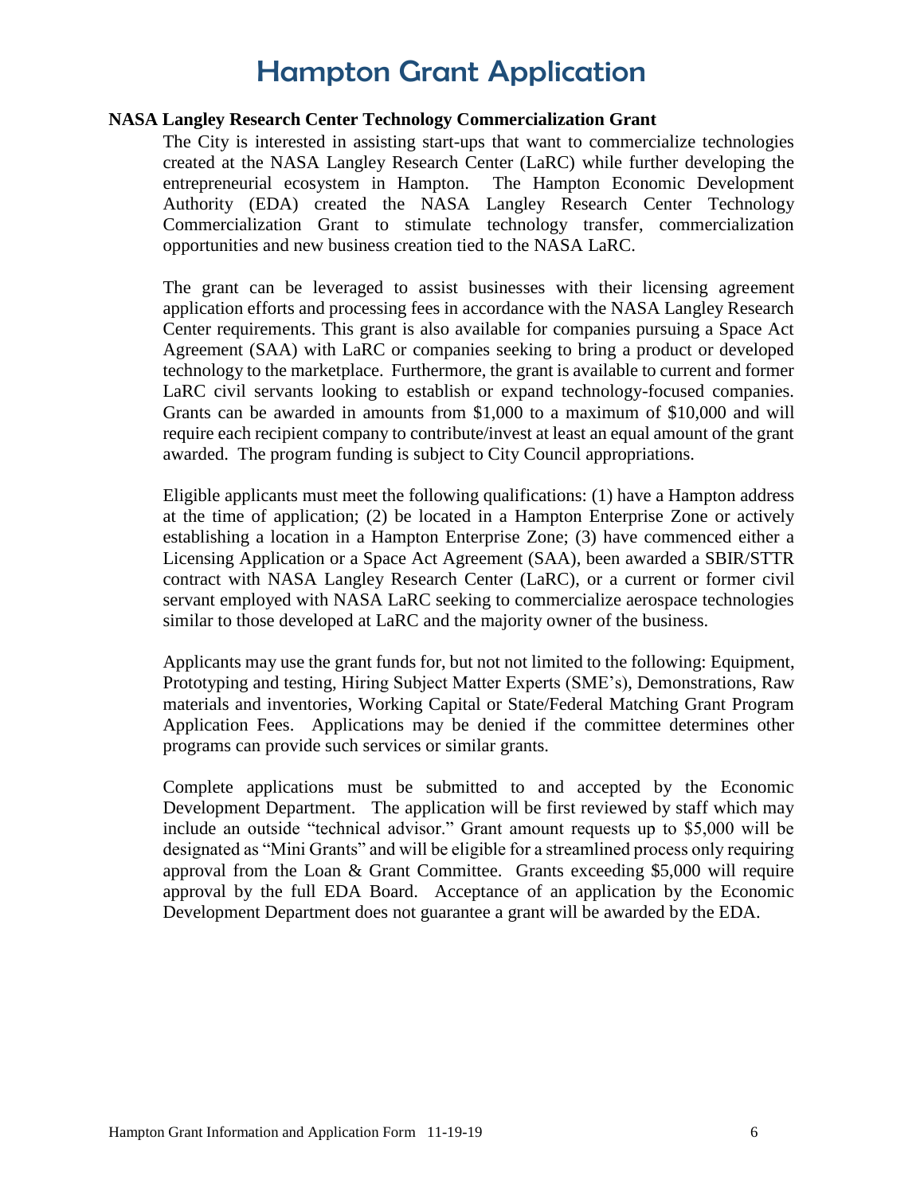# Hampton Grant Application

**NASA Langley Research Center Technology Commercialization Grant**

The City is interested in assisting start-ups that want to commercialize technologies created at the NASA Langley Research Center (LaRC) while further developing the entrepreneurial ecosystem in Hampton. The Hampton Economic Development Authority (EDA) created the NASA Langley Research Center Technology Commercialization Grant to stimulate technology transfer, commercialization opportunities and new business creation tied to the NASA LaRC.

The grant can be leveraged to assist businesses with their licensing agreement application efforts and processing fees in accordance with the NASA Langley Research Center requirements. This grant is also available for companies pursuing a Space Act Agreement (SAA) with LaRC or companies seeking to bring a product or developed technology to the marketplace. Furthermore, the grant is available to current and former LaRC civil servants looking to establish or expand technology-focused companies. Grants can be awarded in amounts from $1,000 to a maximum of $10,000 and will require each recipient company to contribute/invest at least an equal amount of the grant awarded. The program funding is subject to City Council appropriations.

Eligible applicants must meet the following qualifications: (1) have a Hampton address at the time of application; (2) be located in a Hampton Enterprise Zone or actively establishing a location in a Hampton Enterprise Zone; (3) have commenced either a Licensing Application or a Space Act Agreement (SAA), been awarded a SBIR/STTR contract with NASA Langley Research Center (LaRC), or a current or former civil servant employed with NASA LaRC seeking to commercialize aerospace technologies similar to those developed at LaRC and the majority owner of the business.

Applicants may use the grant funds for, but not not limited to the following: Equipment, Prototyping and testing, Hiring Subject Matter Experts (SME's), Demonstrations, Raw materials and inventories, Working Capital or State/Federal Matching Grant Program Application Fees. Applications may be denied if the committee determines other programs can provide such services or similar grants.

Complete applications must be submitted to and accepted by the Economic Development Department. The application will be first reviewed by staff which may include an outside "technical advisor." Grant amount requests up to $5,000 will be designated as "Mini Grants" and will be eligible for a streamlined process only requiring approval from the Loan & Grant Committee. Grants exceeding $5,000 will require approval by the full EDA Board. Acceptance of an application by the Economic Development Department does not guarantee a grant will be awarded by the EDA.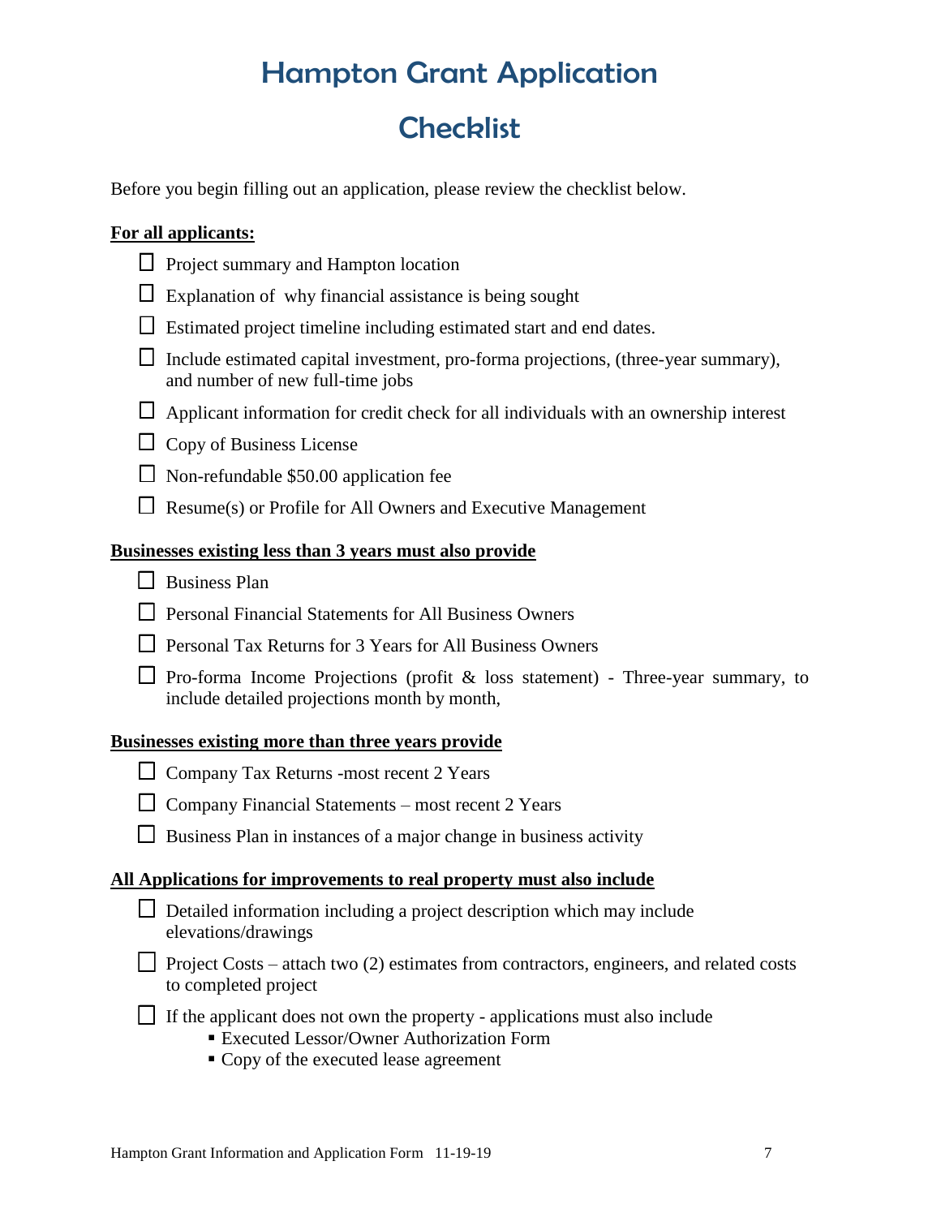# Hampton Grant Application

# Checklist

Before you begin filling out an application, please review the checklist below.

**For all applicants:**

- ☐ Project summary and Hampton location
- ☐ Explanation of why financial assistance is being sought
- ☐ Estimated project timeline including estimated start and end dates.
- ☐ Include estimated capital investment, pro-forma projections, (three-year summary), and number of new full-time jobs
- ☐ Applicant information for credit check for all individuals with an ownership interest
- ☐ Copy of Business License
- ☐ Non-refundable $50.00 application fee
- ☐ Resume(s) or Profile for All Owners and Executive Management

**Businesses existing less than 3 years must also provide**

- ☐ Business Plan
- ☐ Personal Financial Statements for All Business Owners
- ☐ Personal Tax Returns for 3 Years for All Business Owners
- ☐ Pro-forma Income Projections (profit & loss statement) - Three-year summary, to include detailed projections month by month,

**Businesses existing more than three years provide**

- ☐ Company Tax Returns -most recent 2 Years
- ☐ Company Financial Statements – most recent 2 Years
- ☐ Business Plan in instances of a major change in business activity

**All Applications for improvements to real property must also include**

- ☐ Detailed information including a project description which may include elevations/drawings
- ☐ Project Costs – attach two (2) estimates from contractors, engineers, and related costs to completed project
- ☐ If the applicant does not own the property - applications must also include
  - Executed Lessor/Owner Authorization Form
  - Copy of the executed lease agreement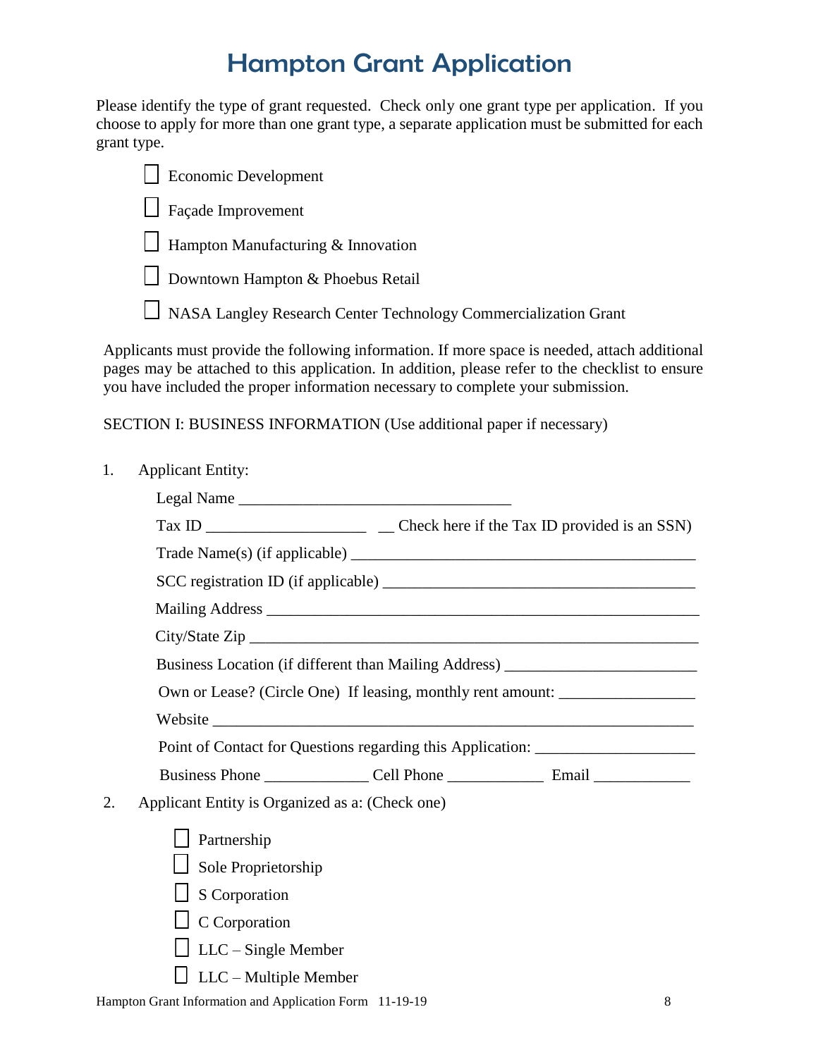# Hampton Grant Application

Please identify the type of grant requested. Check only one grant type per application. If you choose to apply for more than one grant type, a separate application must be submitted for each grant type.

- ☐ Economic Development
- ☐ Façade Improvement
- ☐ Hampton Manufacturing & Innovation
- ☐ Downtown Hampton & Phoebus Retail
- ☐ NASA Langley Research Center Technology Commercialization Grant

Applicants must provide the following information. If more space is needed, attach additional pages may be attached to this application. In addition, please refer to the checklist to ensure you have included the proper information necessary to complete your submission.

SECTION I: BUSINESS INFORMATION (Use additional paper if necessary)

1. Applicant Entity:

   Legal Name ___________________________________

   Tax ID ____________________ __ Check here if the Tax ID provided is an SSN)

   Trade Name(s) (if applicable) ____________________________________________

   SCC registration ID (if applicable) ________________________________________

   Mailing Address ________________________________________________________

   City/State Zip __________________________________________________________

   Business Location (if different than Mailing Address) ________________________

   Own or Lease? (Circle One) If leasing, monthly rent amount: _________________

   Website _______________________________________________________________

   Point of Contact for Questions regarding this Application: ____________________

   Business Phone _____________ Cell Phone ____________ Email ____________

2. Applicant Entity is Organized as a: (Check one)

   - ☐ Partnership
   - ☐ Sole Proprietorship
   - ☐ S Corporation
   - ☐ C Corporation
   - ☐ LLC – Single Member
   - ☐ LLC – Multiple Member

Hampton Grant Information and Application Form 11-19-19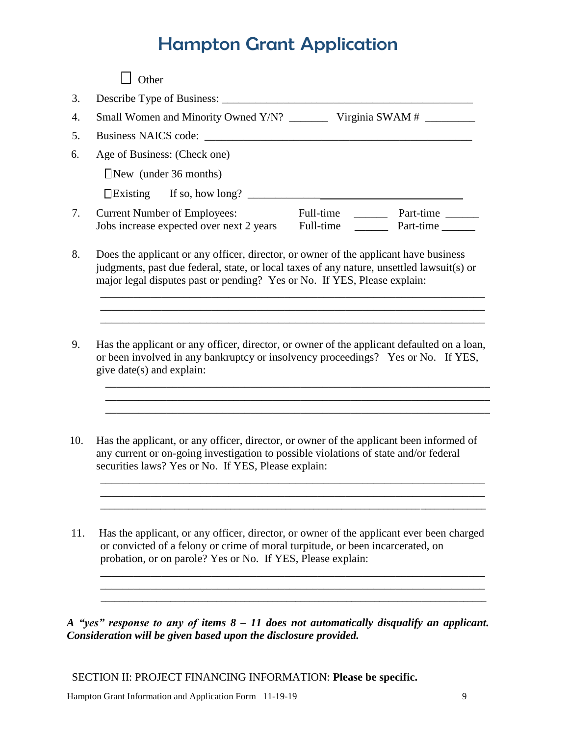# Hampton Grant Application

☐ Other

3. Describe Type of Business: ____________________________________________

4. Small Women and Minority Owned Y/N? _______ Virginia SWAM # _________

5. Business NAICS code: ________________________________________________

6. Age of Business: (Check one)

   ☐New (under 36 months)

   ☐Existing If so, how long? ____________________________________

7. Current Number of Employees: Full-time ______ Part-time ______
   Jobs increase expected over next 2 years Full-time ______ Part-time ______

8. Does the applicant or any officer, director, or owner of the applicant have business judgments, past due federal, state, or local taxes of any nature, unsettled lawsuit(s) or major legal disputes past or pending? Yes or No. If YES, Please explain:

   ____________________________________________________________________
   ____________________________________________________________________
   ____________________________________________________________________

9. Has the applicant or any officer, director, or owner of the applicant defaulted on a loan, or been involved in any bankruptcy or insolvency proceedings? Yes or No. If YES, give date(s) and explain:

   ____________________________________________________________________
   ____________________________________________________________________
   ____________________________________________________________________

10. Has the applicant, or any officer, director, or owner of the applicant been informed of any current or on-going investigation to possible violations of state and/or federal securities laws? Yes or No. If YES, Please explain:

    ____________________________________________________________________
    ____________________________________________________________________
    ____________________________________________________________________

11. Has the applicant, or any officer, director, or owner of the applicant ever been charged or convicted of a felony or crime of moral turpitude, or been incarcerated, on probation, or on parole? Yes or No. If YES, Please explain:

    ____________________________________________________________________
    ____________________________________________________________________
    ____________________________________________________________________

***A "yes" response to any of items 8 – 11 does not automatically disqualify an applicant. Consideration will be given based upon the disclosure provided.***

SECTION II: PROJECT FINANCING INFORMATION: **Please be specific.**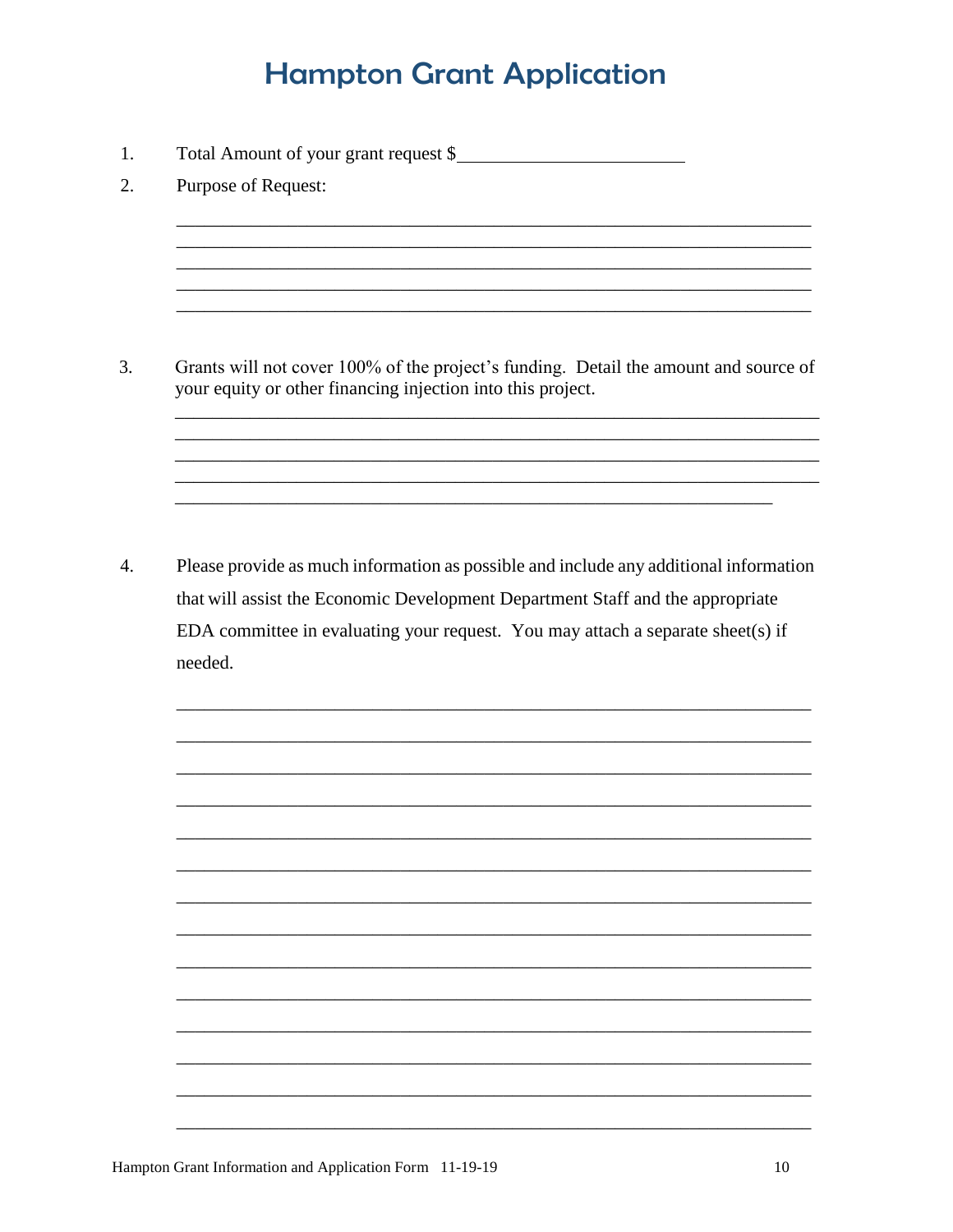# Hampton Grant Application

1. Total Amount of your grant request $________________________
2. Purpose of Request:

   ______________________________________________________________________
   ______________________________________________________________________
   ______________________________________________________________________
   ______________________________________________________________________
   ______________________________________________________________________

3. Grants will not cover 100% of the project's funding. Detail the amount and source of your equity or other financing injection into this project.

   ______________________________________________________________________
   ______________________________________________________________________
   ______________________________________________________________________
   ______________________________________________________________________
   ______________________________________________________________________

4. Please provide as much information as possible and include any additional information that will assist the Economic Development Department Staff and the appropriate EDA committee in evaluating your request. You may attach a separate sheet(s) if needed.

   ______________________________________________________________________
   ______________________________________________________________________
   ______________________________________________________________________
   ______________________________________________________________________
   ______________________________________________________________________
   ______________________________________________________________________
   ______________________________________________________________________
   ______________________________________________________________________
   ______________________________________________________________________
   ______________________________________________________________________
   ______________________________________________________________________
   ______________________________________________________________________
   ______________________________________________________________________
   ______________________________________________________________________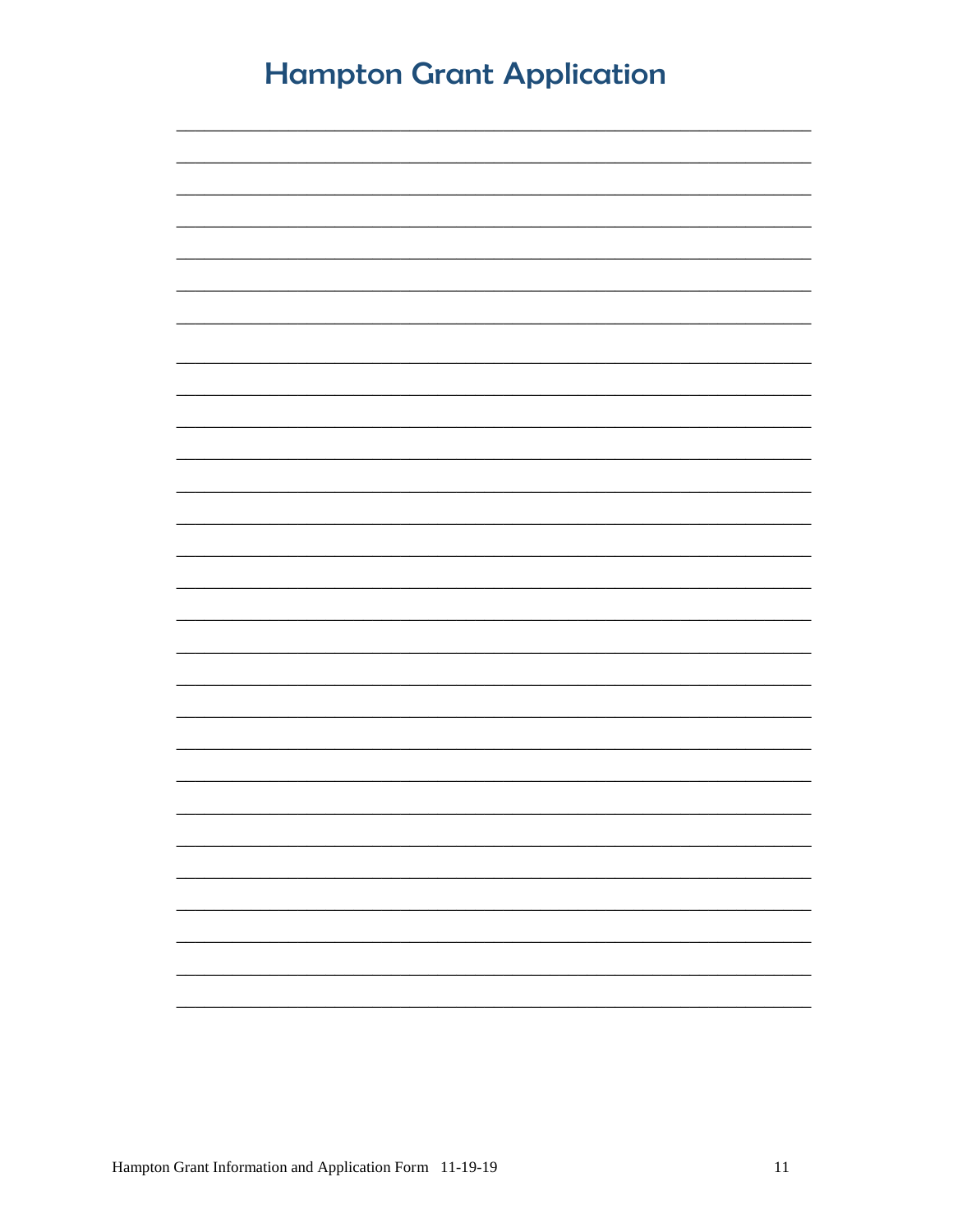# Hampton Grant Application

____________________________________________________________________________

____________________________________________________________________________

____________________________________________________________________________

____________________________________________________________________________

____________________________________________________________________________

____________________________________________________________________________

____________________________________________________________________________

____________________________________________________________________________

____________________________________________________________________________

____________________________________________________________________________

____________________________________________________________________________

____________________________________________________________________________

____________________________________________________________________________

____________________________________________________________________________

____________________________________________________________________________

____________________________________________________________________________

____________________________________________________________________________

____________________________________________________________________________

____________________________________________________________________________

____________________________________________________________________________

____________________________________________________________________________

____________________________________________________________________________

____________________________________________________________________________

____________________________________________________________________________

____________________________________________________________________________

____________________________________________________________________________

____________________________________________________________________________

____________________________________________________________________________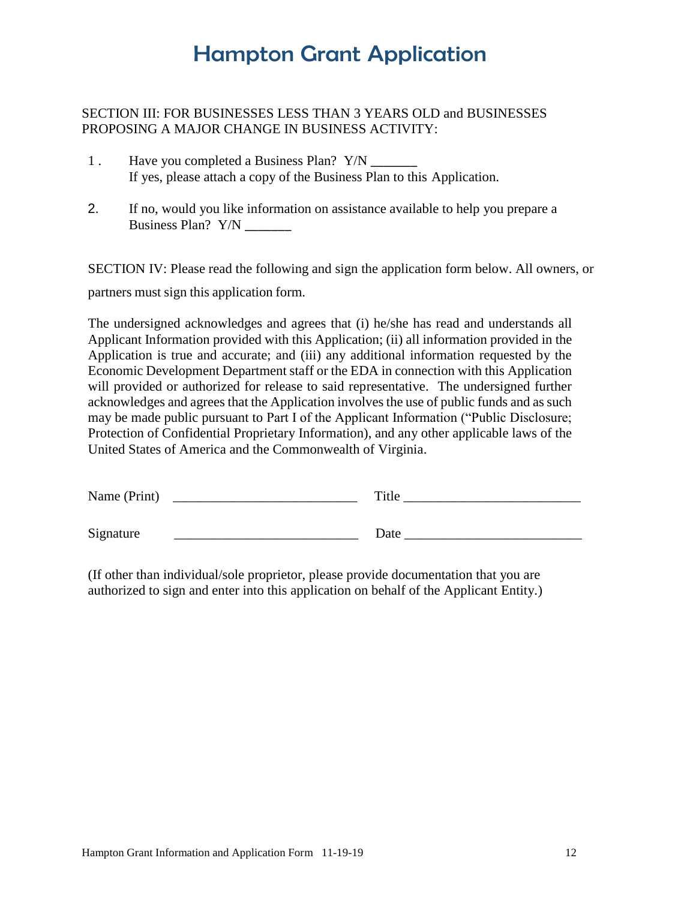# Hampton Grant Application

SECTION III: FOR BUSINESSES LESS THAN 3 YEARS OLD and BUSINESSES PROPOSING A MAJOR CHANGE IN BUSINESS ACTIVITY:

1. Have you completed a Business Plan? Y/N _______
   If yes, please attach a copy of the Business Plan to this Application.

2. If no, would you like information on assistance available to help you prepare a Business Plan? Y/N _______

SECTION IV: Please read the following and sign the application form below. All owners, or partners must sign this application form.

The undersigned acknowledges and agrees that (i) he/she has read and understands all Applicant Information provided with this Application; (ii) all information provided in the Application is true and accurate; and (iii) any additional information requested by the Economic Development Department staff or the EDA in connection with this Application will provided or authorized for release to said representative. The undersigned further acknowledges and agrees that the Application involves the use of public funds and as such may be made public pursuant to Part I of the Applicant Information ("Public Disclosure; Protection of Confidential Proprietary Information), and any other applicable laws of the United States of America and the Commonwealth of Virginia.

Name (Print) ___________________________ Title _________________________

Signature ___________________________ Date _________________________

(If other than individual/sole proprietor, please provide documentation that you are authorized to sign and enter into this application on behalf of the Applicant Entity.)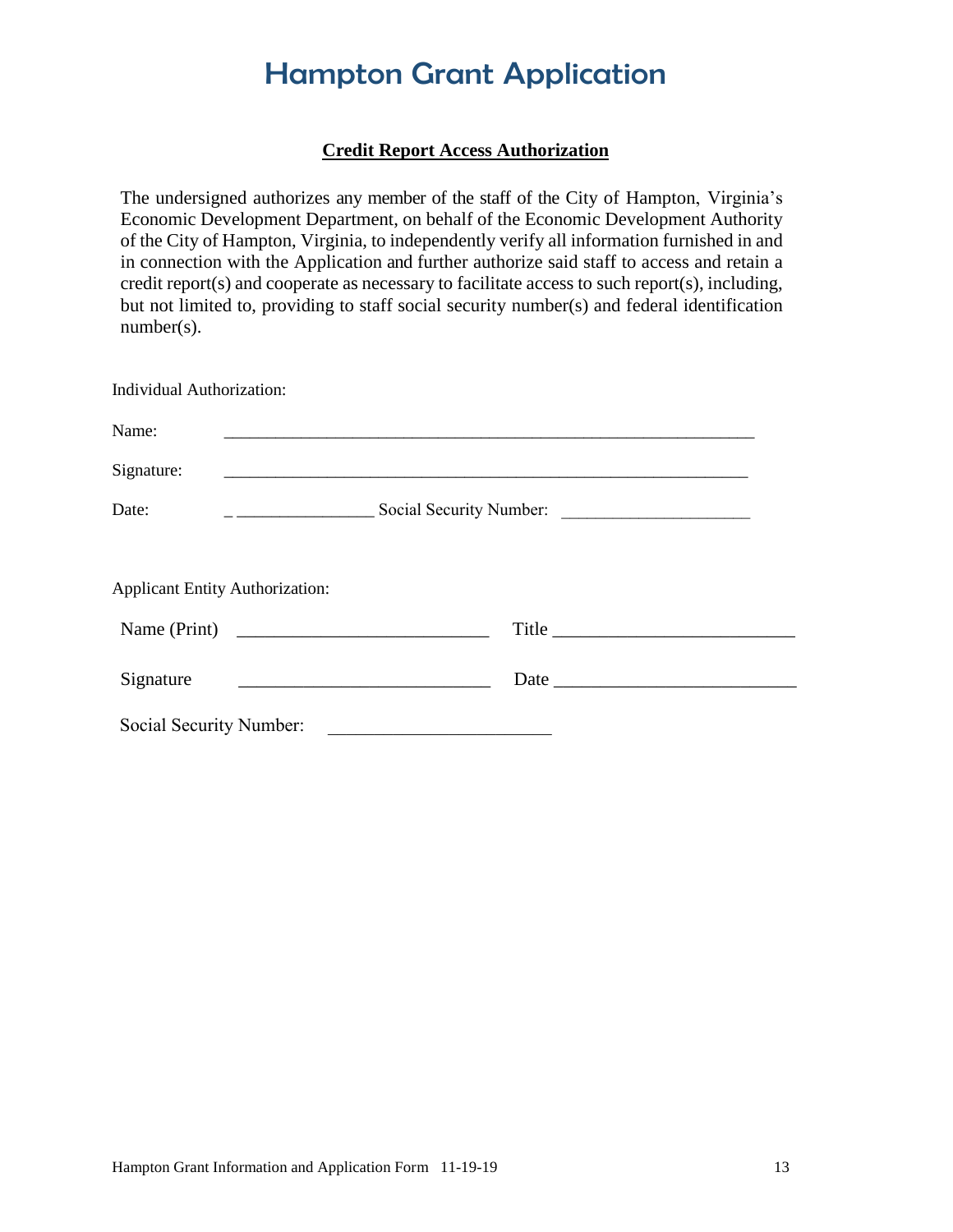# Hampton Grant Application

**Credit Report Access Authorization**

The undersigned authorizes any member of the staff of the City of Hampton, Virginia's Economic Development Department, on behalf of the Economic Development Authority of the City of Hampton, Virginia, to independently verify all information furnished in and in connection with the Application and further authorize said staff to access and retain a credit report(s) and cooperate as necessary to facilitate access to such report(s), including, but not limited to, providing to staff social security number(s) and federal identification number(s).

Individual Authorization:

Name: ______________________________________________________________

Signature: ______________________________________________________________

Date: _ ________________ Social Security Number: ______________________

Applicant Entity Authorization:

Name (Print) __________________________ Title __________________________

Signature __________________________ Date __________________________

Social Security Number: ________________________